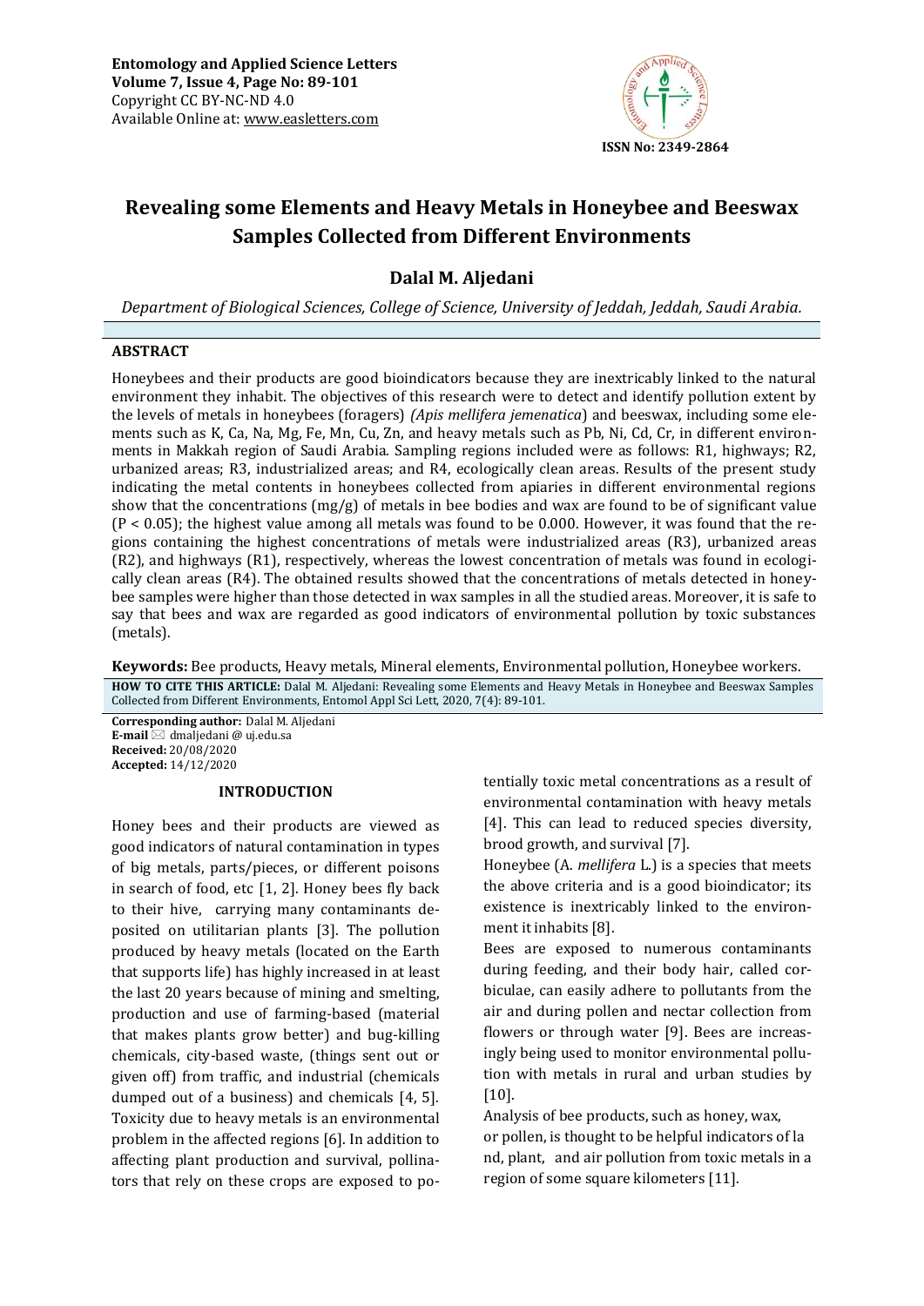Entomology and Applied Science Letters
Volume 7, Issue 4, Page No: 89-101
Copyright CC BY-NC-ND 4.0
Available Online at: www.easletters.com

ISSN No: 2349-2864

# Revealing some Elements and Heavy Metals in Honeybee and Beeswax Samples Collected from Different Environments

**Dalal M. Aljedani**

*Department of Biological Sciences, College of Science, University of Jeddah, Jeddah, Saudi Arabia.*

## ABSTRACT

Honeybees and their products are good bioindicators because they are inextricably linked to the natural environment they inhabit. The objectives of this research were to detect and identify pollution extent by the levels of metals in honeybees (foragers) *(Apis mellifera jemenatica*) and beeswax, including some elements such as K, Ca, Na, Mg, Fe, Mn, Cu, Zn, and heavy metals such as Pb, Ni, Cd, Cr, in different environments in Makkah region of Saudi Arabia. Sampling regions included were as follows: R1, highways; R2, urbanized areas; R3, industrialized areas; and R4, ecologically clean areas. Results of the present study indicating the metal contents in honeybees collected from apiaries in different environmental regions show that the concentrations (mg/g) of metals in bee bodies and wax are found to be of significant value ($P < 0.05$); the highest value among all metals was found to be 0.000. However, it was found that the regions containing the highest concentrations of metals were industrialized areas (R3), urbanized areas (R2), and highways (R1), respectively, whereas the lowest concentration of metals was found in ecologically clean areas (R4). The obtained results showed that the concentrations of metals detected in honeybee samples were higher than those detected in wax samples in all the studied areas. Moreover, it is safe to say that bees and wax are regarded as good indicators of environmental pollution by toxic substances (metals).

**Keywords:** Bee products, Heavy metals, Mineral elements, Environmental pollution, Honeybee workers.

**HOW TO CITE THIS ARTICLE:** Dalal M. Aljedani: Revealing some Elements and Heavy Metals in Honeybee and Beeswax Samples Collected from Different Environments, Entomol Appl Sci Lett, 2020, 7(4): 89-101.

**Corresponding author:** Dalal M. Aljedani
**E-mail** ✉ dmaljedani @ uj.edu.sa
**Received:** 20/08/2020
**Accepted:** 14/12/2020

## INTRODUCTION

Honey bees and their products are viewed as good indicators of natural contamination in types of big metals, parts/pieces, or different poisons in search of food, etc [1, 2]. Honey bees fly back to their hive, carrying many contaminants deposited on utilitarian plants [3]. The pollution produced by heavy metals (located on the Earth that supports life) has highly increased in at least the last 20 years because of mining and smelting, production and use of farming-based (material that makes plants grow better) and bug-killing chemicals, city-based waste, (things sent out or given off) from traffic, and industrial (chemicals dumped out of a business) and chemicals [4, 5]. Toxicity due to heavy metals is an environmental problem in the affected regions [6]. In addition to affecting plant production and survival, pollinators that rely on these crops are exposed to potentially toxic metal concentrations as a result of environmental contamination with heavy metals [4]. This can lead to reduced species diversity, brood growth, and survival [7].

Honeybee (A. *mellifera* L.) is a species that meets the above criteria and is a good bioindicator; its existence is inextricably linked to the environment it inhabits [8].

Bees are exposed to numerous contaminants during feeding, and their body hair, called corbiculae, can easily adhere to pollutants from the air and during pollen and nectar collection from flowers or through water [9]. Bees are increasingly being used to monitor environmental pollution with metals in rural and urban studies by [10].

Analysis of bee products, such as honey, wax, or pollen, is thought to be helpful indicators of land, plant, and air pollution from toxic metals in a region of some square kilometers [11].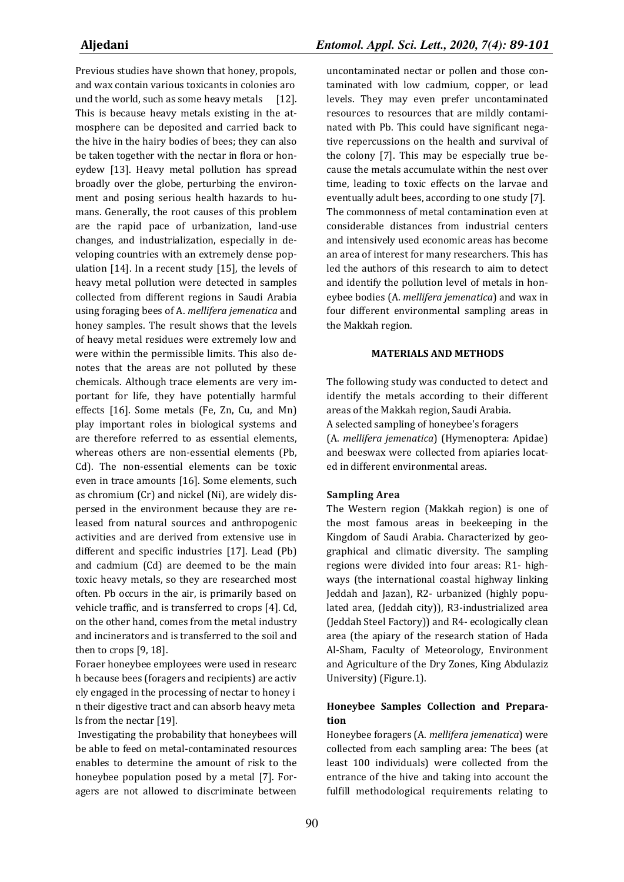Previous studies have shown that honey, propols, and wax contain various toxicants in colonies aro und the world, such as some heavy metals [12]. This is because heavy metals existing in the atmosphere can be deposited and carried back to the hive in the hairy bodies of bees; they can also be taken together with the nectar in flora or honeydew [13]. Heavy metal pollution has spread broadly over the globe, perturbing the environment and posing serious health hazards to humans. Generally, the root causes of this problem are the rapid pace of urbanization, land-use changes, and industrialization, especially in developing countries with an extremely dense population [14]. In a recent study [15], the levels of heavy metal pollution were detected in samples collected from different regions in Saudi Arabia using foraging bees of A. *mellifera jemenatica* and honey samples. The result shows that the levels of heavy metal residues were extremely low and were within the permissible limits. This also denotes that the areas are not polluted by these chemicals. Although trace elements are very important for life, they have potentially harmful effects [16]. Some metals (Fe, Zn, Cu, and Mn) play important roles in biological systems and are therefore referred to as essential elements, whereas others are non-essential elements (Pb, Cd). The non-essential elements can be toxic even in trace amounts [16]. Some elements, such as chromium (Cr) and nickel (Ni), are widely dispersed in the environment because they are released from natural sources and anthropogenic activities and are derived from extensive use in different and specific industries [17]. Lead (Pb) and cadmium (Cd) are deemed to be the main toxic heavy metals, so they are researched most often. Pb occurs in the air, is primarily based on vehicle traffic, and is transferred to crops [4]. Cd, on the other hand, comes from the metal industry and incinerators and is transferred to the soil and then to crops [9, 18].

Foraer honeybee employees were used in researc h because bees (foragers and recipients) are activ ely engaged in the processing of nectar to honey i n their digestive tract and can absorb heavy meta ls from the nectar [19].

Investigating the probability that honeybees will be able to feed on metal-contaminated resources enables to determine the amount of risk to the honeybee population posed by a metal [7]. Foragers are not allowed to discriminate between uncontaminated nectar or pollen and those contaminated with low cadmium, copper, or lead levels. They may even prefer uncontaminated resources to resources that are mildly contaminated with Pb. This could have significant negative repercussions on the health and survival of the colony [7]. This may be especially true because the metals accumulate within the nest over time, leading to toxic effects on the larvae and eventually adult bees, according to one study [7]. The commonness of metal contamination even at considerable distances from industrial centers and intensively used economic areas has become an area of interest for many researchers. This has led the authors of this research to aim to detect and identify the pollution level of metals in honeybee bodies (A. *mellifera jemenatica*) and wax in four different environmental sampling areas in the Makkah region.

## MATERIALS AND METHODS

The following study was conducted to detect and identify the metals according to their different areas of the Makkah region, Saudi Arabia.

A selected sampling of honeybee's foragers (A. *mellifera jemenatica*) (Hymenoptera: Apidae) and beeswax were collected from apiaries located in different environmental areas.

### Sampling Area

The Western region (Makkah region) is one of the most famous areas in beekeeping in the Kingdom of Saudi Arabia. Characterized by geographical and climatic diversity. The sampling regions were divided into four areas: R1- highways (the international coastal highway linking Jeddah and Jazan), R2- urbanized (highly populated area, (Jeddah city)), R3-industrialized area (Jeddah Steel Factory)) and R4- ecologically clean area (the apiary of the research station of Hada Al-Sham, Faculty of Meteorology, Environment and Agriculture of the Dry Zones, King Abdulaziz University) (Figure.1).

### Honeybee Samples Collection and Preparation

Honeybee foragers (A. *mellifera jemenatica*) were collected from each sampling area: The bees (at least 100 individuals) were collected from the entrance of the hive and taking into account the fulfill methodological requirements relating to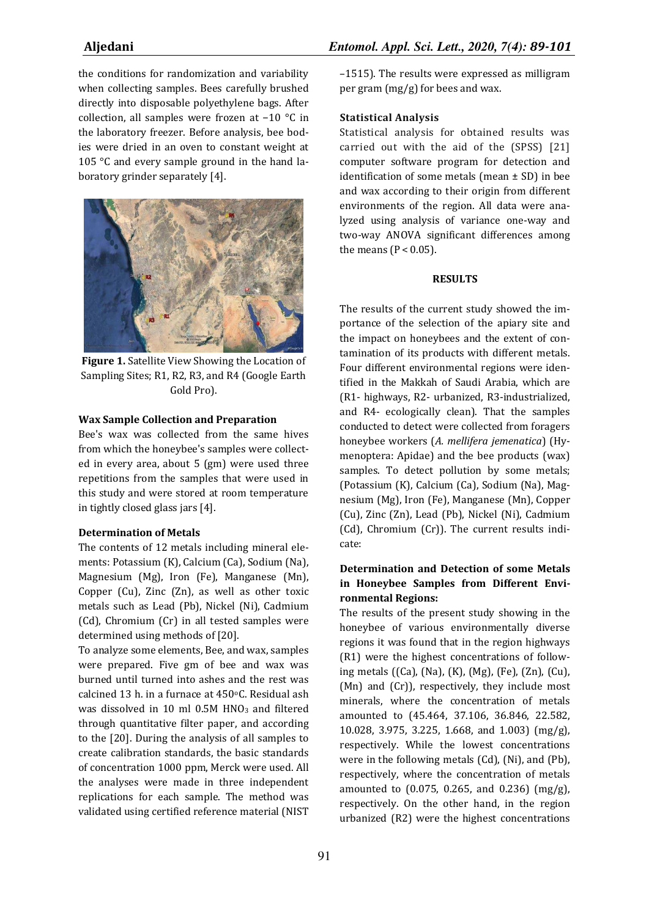the conditions for randomization and variability when collecting samples. Bees carefully brushed directly into disposable polyethylene bags. After collection, all samples were frozen at −10 °C in the laboratory freezer. Before analysis, bee bodies were dried in an oven to constant weight at 105 °C and every sample ground in the hand laboratory grinder separately [4].

**Figure 1.** Satellite View Showing the Location of Sampling Sites; R1, R2, R3, and R4 (Google Earth Gold Pro).

### Wax Sample Collection and Preparation

Bee's wax was collected from the same hives from which the honeybee's samples were collected in every area, about 5 (gm) were used three repetitions from the samples that were used in this study and were stored at room temperature in tightly closed glass jars [4].

### Determination of Metals

The contents of 12 metals including mineral elements: Potassium (K), Calcium (Ca), Sodium (Na), Magnesium (Mg), Iron (Fe), Manganese (Mn), Copper (Cu), Zinc (Zn), as well as other toxic metals such as Lead (Pb), Nickel (Ni), Cadmium (Cd), Chromium (Cr) in all tested samples were determined using methods of [20].

To analyze some elements, Bee, and wax, samples were prepared. Five gm of bee and wax was burned until turned into ashes and the rest was calcined 13 h. in a furnace at 450°C. Residual ash was dissolved in 10 ml 0.5M $HNO_3$ and filtered through quantitative filter paper, and according to the [20]. During the analysis of all samples to create calibration standards, the basic standards of concentration 1000 ppm, Merck were used. All the analyses were made in three independent replications for each sample. The method was validated using certified reference material (NIST –1515). The results were expressed as milligram per gram (mg/g) for bees and wax.

### Statistical Analysis

Statistical analysis for obtained results was carried out with the aid of the (SPSS) [21] computer software program for detection and identification of some metals (mean ± SD) in bee and wax according to their origin from different environments of the region. All data were analyzed using analysis of variance one-way and two-way ANOVA significant differences among the means ($P < 0.05$).

## RESULTS

The results of the current study showed the importance of the selection of the apiary site and the impact on honeybees and the extent of contamination of its products with different metals. Four different environmental regions were identified in the Makkah of Saudi Arabia, which are (R1- highways, R2- urbanized, R3-industrialized, and R4- ecologically clean). That the samples conducted to detect were collected from foragers honeybee workers (*A. mellifera jemenatica*) (Hymenoptera: Apidae) and the bee products (wax) samples. To detect pollution by some metals; (Potassium (K), Calcium (Ca), Sodium (Na), Magnesium (Mg), Iron (Fe), Manganese (Mn), Copper (Cu), Zinc (Zn), Lead (Pb), Nickel (Ni), Cadmium (Cd), Chromium (Cr)). The current results indicate:

### Determination and Detection of some Metals in Honeybee Samples from Different Environmental Regions:

The results of the present study showing in the honeybee of various environmentally diverse regions it was found that in the region highways (R1) were the highest concentrations of following metals ((Ca), (Na), (K), (Mg), (Fe), (Zn), (Cu), (Mn) and (Cr)), respectively, they include most minerals, where the concentration of metals amounted to (45.464, 37.106, 36.846, 22.582, 10.028, 3.975, 3.225, 1.668, and 1.003) (mg/g), respectively. While the lowest concentrations were in the following metals (Cd), (Ni), and (Pb), respectively, where the concentration of metals amounted to (0.075, 0.265, and 0.236) (mg/g), respectively. On the other hand, in the region urbanized (R2) were the highest concentrations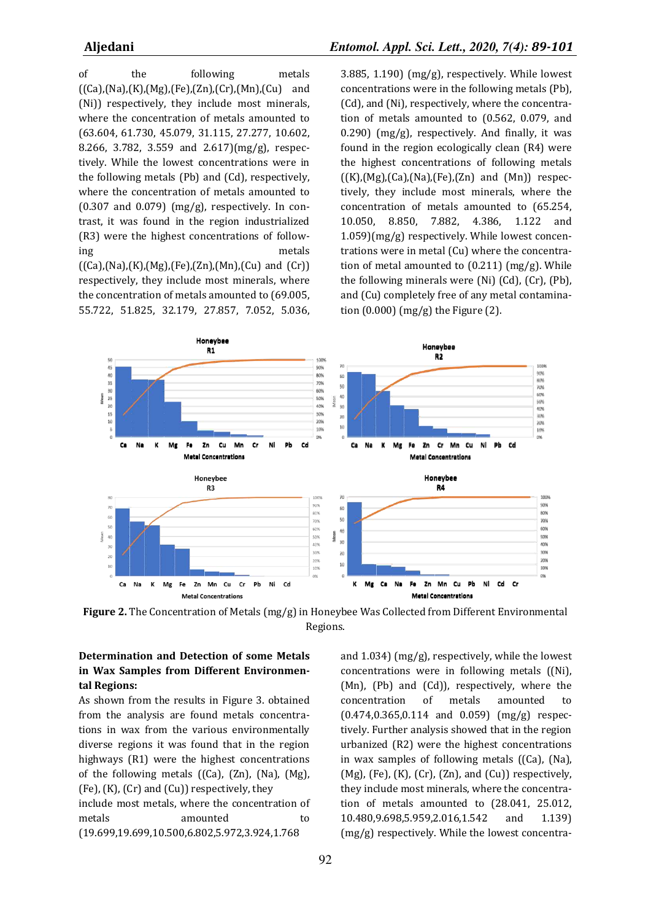of the following metals ((Ca),(Na),(K),(Mg),(Fe),(Zn),(Cr),(Mn),(Cu) and (Ni)) respectively, they include most minerals, where the concentration of metals amounted to (63.604, 61.730, 45.079, 31.115, 27.277, 10.602, 8.266, 3.782, 3.559 and 2.617)(mg/g), respectively. While the lowest concentrations were in the following metals (Pb) and (Cd), respectively, where the concentration of metals amounted to (0.307 and 0.079) (mg/g), respectively. In contrast, it was found in the region industrialized (R3) were the highest concentrations of following metals ((Ca),(Na),(K),(Mg),(Fe),(Zn),(Mn),(Cu) and (Cr)) respectively, they include most minerals, where the concentration of metals amounted to (69.005, 55.722, 51.825, 32.179, 27.857, 7.052, 5.036, 3.885, 1.190) (mg/g), respectively. While lowest concentrations were in the following metals (Pb), (Cd), and (Ni), respectively, where the concentration of metals amounted to (0.562, 0.079, and 0.290) (mg/g), respectively. And finally, it was found in the region ecologically clean (R4) were the highest concentrations of following metals ((K),(Mg),(Ca),(Na),(Fe),(Zn) and (Mn)) respectively, they include most minerals, where the concentration of metals amounted to (65.254, 10.050, 8.850, 7.882, 4.386, 1.122 and 1.059)(mg/g) respectively. While lowest concentrations were in metal (Cu) where the concentration of metal amounted to (0.211) (mg/g). While the following minerals were (Ni) (Cd), (Cr), (Pb), and (Cu) completely free of any metal contamination (0.000) (mg/g) the Figure (2).

**Figure 2.** The Concentration of Metals (mg/g) in Honeybee Was Collected from Different Environmental Regions.

**Determination and Detection of some Metals in Wax Samples from Different Environmental Regions:**

As shown from the results in Figure 3. obtained from the analysis are found metals concentrations in wax from the various environmentally diverse regions it was found that in the region highways (R1) were the highest concentrations of the following metals ((Ca), (Zn), (Na), (Mg), (Fe), (K), (Cr) and (Cu)) respectively, they include most metals, where the concentration of metals amounted to (19.699,19.699,10.500,6.802,5.972,3.924,1.768 and 1.034) (mg/g), respectively, while the lowest concentrations were in following metals ((Ni), (Mn), (Pb) and (Cd)), respectively, where the concentration of metals amounted to (0.474,0.365,0.114 and 0.059) (mg/g) respectively. Further analysis showed that in the region urbanized (R2) were the highest concentrations in wax samples of following metals ((Ca), (Na), (Mg), (Fe), (K), (Cr), (Zn), and (Cu)) respectively, they include most minerals, where the concentration of metals amounted to (28.041, 25.012, 10.480,9.698,5.959,2.016,1.542 and 1.139) (mg/g) respectively. While the lowest concentra-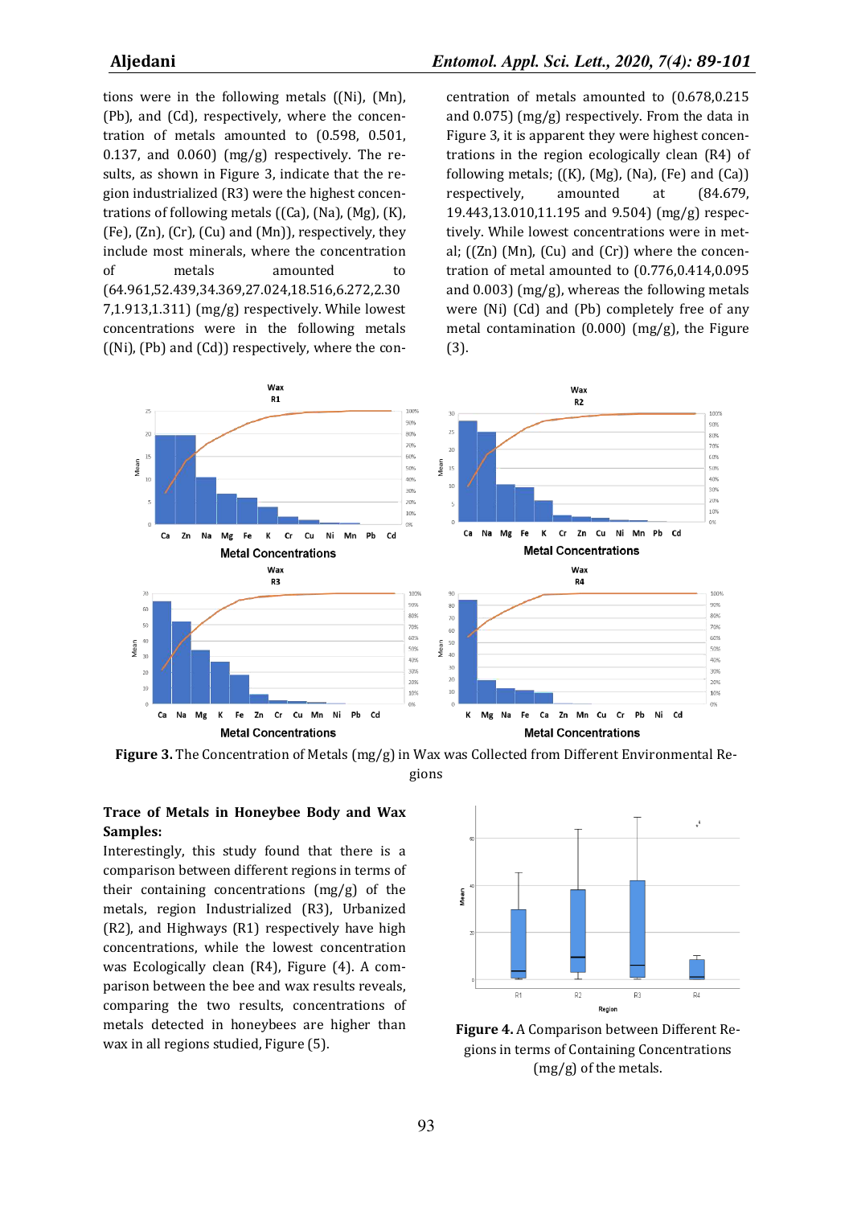tions were in the following metals ((Ni), (Mn), (Pb), and (Cd), respectively, where the concentration of metals amounted to (0.598, 0.501, 0.137, and 0.060) (mg/g) respectively. The results, as shown in Figure 3, indicate that the region industrialized (R3) were the highest concentrations of following metals ((Ca), (Na), (Mg), (K), (Fe), (Zn), (Cr), (Cu) and (Mn)), respectively, they include most minerals, where the concentration of metals amounted to (64.961,52.439,34.369,27.024,18.516,6.272,2.307,1.913,1.311) (mg/g) respectively. While lowest concentrations were in the following metals ((Ni), (Pb) and (Cd)) respectively, where the concentration of metals amounted to (0.678,0.215 and 0.075) (mg/g) respectively. From the data in Figure 3, it is apparent they were highest concentrations in the region ecologically clean (R4) of following metals; ((K), (Mg), (Na), (Fe) and (Ca)) respectively, amounted at (84.679, 19.443,13.010,11.195 and 9.504) (mg/g) respectively. While lowest concentrations were in metal; ((Zn) (Mn), (Cu) and (Cr)) where the concentration of metal amounted to (0.776,0.414,0.095 and 0.003) (mg/g), whereas the following metals were (Ni) (Cd) and (Pb) completely free of any metal contamination (0.000) (mg/g), the Figure (3).

**Figure 3.** The Concentration of Metals (mg/g) in Wax was Collected from Different Environmental Regions

### Trace of Metals in Honeybee Body and Wax Samples:

Interestingly, this study found that there is a comparison between different regions in terms of their containing concentrations (mg/g) of the metals, region Industrialized (R3), Urbanized (R2), and Highways (R1) respectively have high concentrations, while the lowest concentration was Ecologically clean (R4), Figure (4). A comparison between the bee and wax results reveals, comparing the two results, concentrations of metals detected in honeybees are higher than wax in all regions studied, Figure (5).

**Figure 4.** A Comparison between Different Regions in terms of Containing Concentrations (mg/g) of the metals.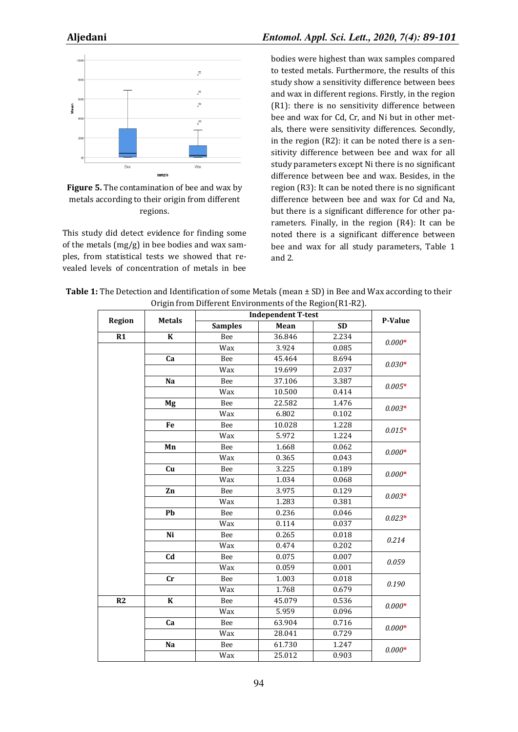**Figure 5.** The contamination of bee and wax by metals according to their origin from different regions.

This study did detect evidence for finding some of the metals (mg/g) in bee bodies and wax samples, from statistical tests we showed that revealed levels of concentration of metals in bee bodies were highest than wax samples compared to tested metals. Furthermore, the results of this study show a sensitivity difference between bees and wax in different regions. Firstly, in the region (R1): there is no sensitivity difference between bee and wax for Cd, Cr, and Ni but in other metals, there were sensitivity differences. Secondly, in the region (R2): it can be noted there is a sensitivity difference between bee and wax for all study parameters except Ni there is no significant difference between bee and wax. Besides, in the region (R3): It can be noted there is no significant difference between bee and wax for Cd and Na, but there is a significant difference for other parameters. Finally, in the region (R4): It can be noted there is a significant difference between bee and wax for all study parameters, Table 1 and 2.

**Table 1:** The Detection and Identification of some Metals (mean ± SD) in Bee and Wax according to their Origin from Different Environments of the Region(R1-R2).

| Region | Metals | Independent T-test | | | P-Value |
|---|---|---|---|---|---|
| | | Samples | Mean | SD | |
| R1 | K | Bee | 36.846 | 2.234 | *0.000** |
| | | Wax | 3.924 | 0.085 | |
| | Ca | Bee | 45.464 | 8.694 | *0.030** |
| | | Wax | 19.699 | 2.037 | |
| | Na | Bee | 37.106 | 3.387 | *0.005** |
| | | Wax | 10.500 | 0.414 | |
| | Mg | Bee | 22.582 | 1.476 | *0.003** |
| | | Wax | 6.802 | 0.102 | |
| | Fe | Bee | 10.028 | 1.228 | *0.015** |
| | | Wax | 5.972 | 1.224 | |
| | Mn | Bee | 1.668 | 0.062 | *0.000** |
| | | Wax | 0.365 | 0.043 | |
| | Cu | Bee | 3.225 | 0.189 | *0.000** |
| | | Wax | 1.034 | 0.068 | |
| | Zn | Bee | 3.975 | 0.129 | *0.003** |
| | | Wax | 1.283 | 0.381 | |
| | Pb | Bee | 0.236 | 0.046 | *0.023** |
| | | Wax | 0.114 | 0.037 | |
| | Ni | Bee | 0.265 | 0.018 | *0.214* |
| | | Wax | 0.474 | 0.202 | |
| | Cd | Bee | 0.075 | 0.007 | *0.059* |
| | | Wax | 0.059 | 0.001 | |
| | Cr | Bee | 1.003 | 0.018 | *0.190* |
| | | Wax | 1.768 | 0.679 | |
| R2 | K | Bee | 45.079 | 0.536 | *0.000** |
| | | Wax | 5.959 | 0.096 | |
| | Ca | Bee | 63.904 | 0.716 | *0.000** |
| | | Wax | 28.041 | 0.729 | |
| | Na | Bee | 61.730 | 1.247 | *0.000** |
| | | Wax | 25.012 | 0.903 | |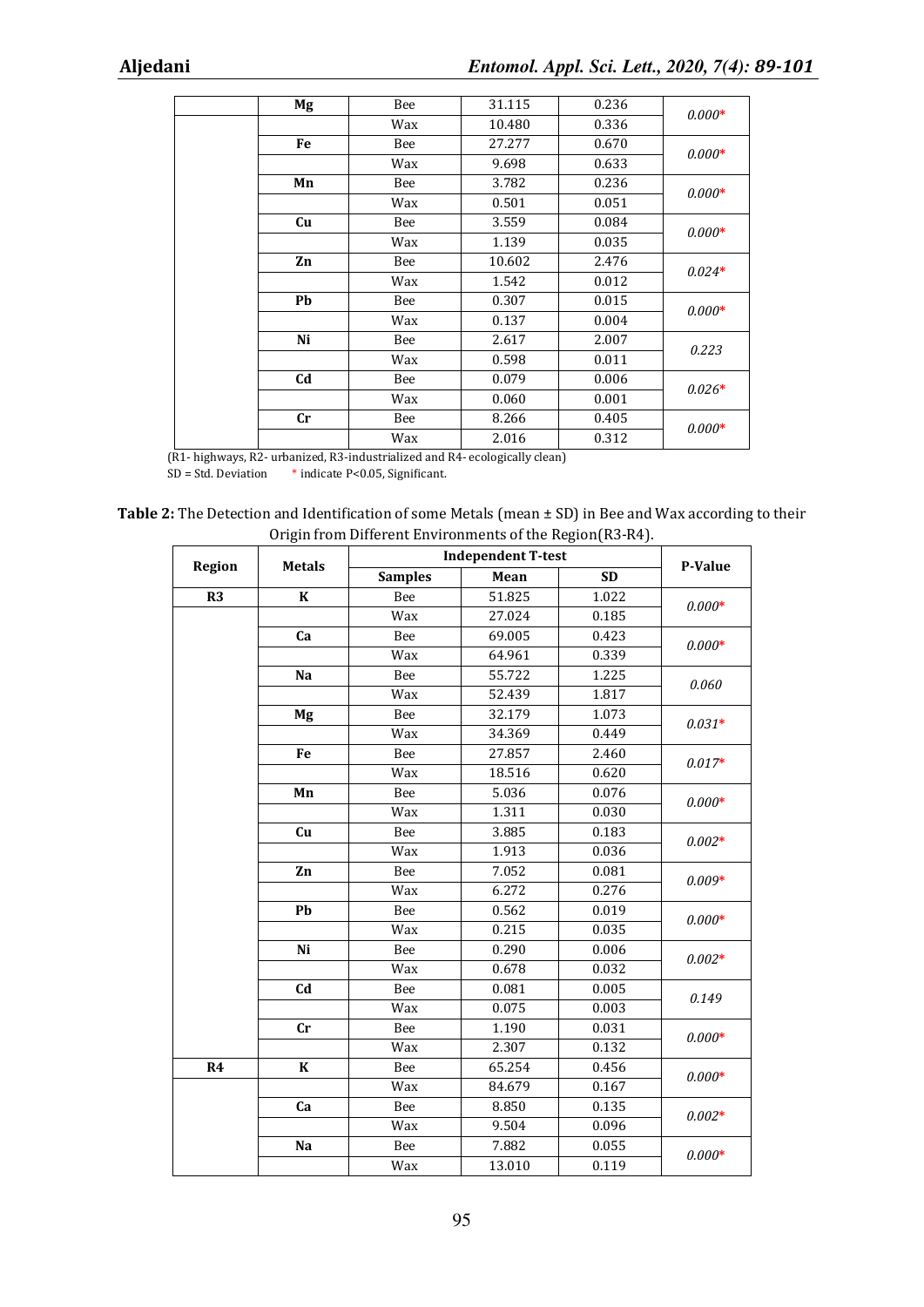| | Mg | Bee | 31.115 | 0.236 | *0.000** |
|---|---|---|---|---|---|
| | | Wax | 10.480 | 0.336 | |
| | Fe | Bee | 27.277 | 0.670 | *0.000** |
| | | Wax | 9.698 | 0.633 | |
| | Mn | Bee | 3.782 | 0.236 | *0.000** |
| | | Wax | 0.501 | 0.051 | |
| | Cu | Bee | 3.559 | 0.084 | *0.000** |
| | | Wax | 1.139 | 0.035 | |
| | Zn | Bee | 10.602 | 2.476 | *0.024** |
| | | Wax | 1.542 | 0.012 | |
| | Pb | Bee | 0.307 | 0.015 | *0.000** |
| | | Wax | 0.137 | 0.004 | |
| | Ni | Bee | 2.617 | 2.007 | *0.223* |
| | | Wax | 0.598 | 0.011 | |
| | Cd | Bee | 0.079 | 0.006 | *0.026** |
| | | Wax | 0.060 | 0.001 | |
| | Cr | Bee | 8.266 | 0.405 | *0.000** |
| | | Wax | 2.016 | 0.312 | |

(R1- highways, R2- urbanized, R3-industrialized and R4- ecologically clean)
SD = Std. Deviation * indicate P<0.05, Significant.

**Table 2:** The Detection and Identification of some Metals (mean ± SD) in Bee and Wax according to their Origin from Different Environments of the Region(R3-R4).

| Region | Metals | Independent T-test | | | P-Value |
|---|---|---|---|---|---|
| | | Samples | Mean | SD | |
| R3 | K | Bee | 51.825 | 1.022 | *0.000** |
| | | Wax | 27.024 | 0.185 | |
| | Ca | Bee | 69.005 | 0.423 | *0.000** |
| | | Wax | 64.961 | 0.339 | |
| | Na | Bee | 55.722 | 1.225 | *0.060* |
| | | Wax | 52.439 | 1.817 | |
| | Mg | Bee | 32.179 | 1.073 | *0.031** |
| | | Wax | 34.369 | 0.449 | |
| | Fe | Bee | 27.857 | 2.460 | *0.017** |
| | | Wax | 18.516 | 0.620 | |
| | Mn | Bee | 5.036 | 0.076 | *0.000** |
| | | Wax | 1.311 | 0.030 | |
| | Cu | Bee | 3.885 | 0.183 | *0.002** |
| | | Wax | 1.913 | 0.036 | |
| | Zn | Bee | 7.052 | 0.081 | *0.009** |
| | | Wax | 6.272 | 0.276 | |
| | Pb | Bee | 0.562 | 0.019 | *0.000** |
| | | Wax | 0.215 | 0.035 | |
| | Ni | Bee | 0.290 | 0.006 | *0.002** |
| | | Wax | 0.678 | 0.032 | |
| | Cd | Bee | 0.081 | 0.005 | *0.149* |
| | | Wax | 0.075 | 0.003 | |
| | Cr | Bee | 1.190 | 0.031 | *0.000** |
| | | Wax | 2.307 | 0.132 | |
| R4 | K | Bee | 65.254 | 0.456 | *0.000** |
| | | Wax | 84.679 | 0.167 | |
| | Ca | Bee | 8.850 | 0.135 | *0.002** |
| | | Wax | 9.504 | 0.096 | |
| | Na | Bee | 7.882 | 0.055 | *0.000** |
| | | Wax | 13.010 | 0.119 | |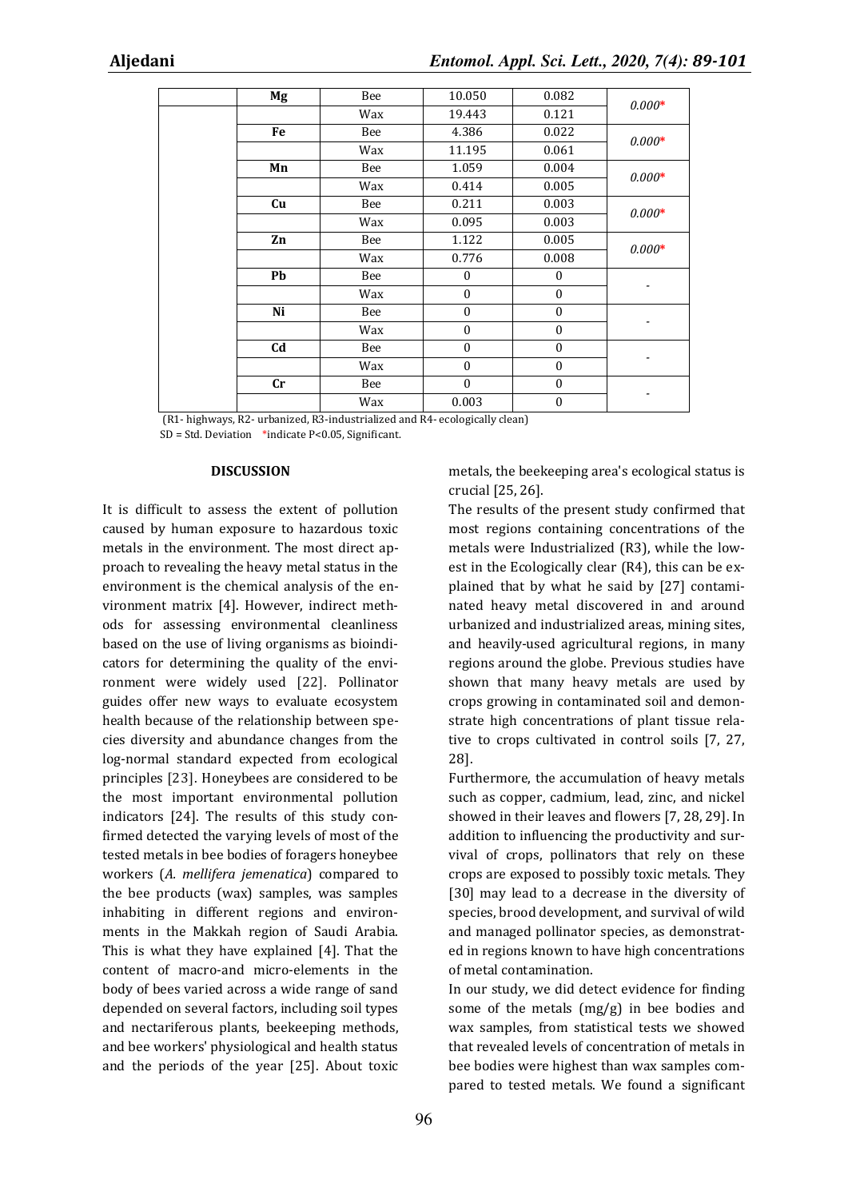| | Mg | Bee | 10.050 | 0.082 | *0.000** |
|---|---|---|---|---|---|
| | | Wax | 19.443 | 0.121 | |
| | Fe | Bee | 4.386 | 0.022 | *0.000** |
| | | Wax | 11.195 | 0.061 | |
| | Mn | Bee | 1.059 | 0.004 | *0.000** |
| | | Wax | 0.414 | 0.005 | |
| | Cu | Bee | 0.211 | 0.003 | *0.000** |
| | | Wax | 0.095 | 0.003 | |
| | Zn | Bee | 1.122 | 0.005 | *0.000** |
| | | Wax | 0.776 | 0.008 | |
| | Pb | Bee | 0 | 0 | - |
| | | Wax | 0 | 0 | |
| | Ni | Bee | 0 | 0 | - |
| | | Wax | 0 | 0 | |
| | Cd | Bee | 0 | 0 | - |
| | | Wax | 0 | 0 | |
| | Cr | Bee | 0 | 0 | - |
| | | Wax | 0.003 | 0 | |

(R1- highways, R2- urbanized, R3-industrialized and R4- ecologically clean)

SD = Std. Deviation *indicate P<0.05, Significant.

## DISCUSSION

It is difficult to assess the extent of pollution caused by human exposure to hazardous toxic metals in the environment. The most direct approach to revealing the heavy metal status in the environment is the chemical analysis of the environment matrix [4]. However, indirect methods for assessing environmental cleanliness based on the use of living organisms as bioindicators for determining the quality of the environment were widely used [22]. Pollinator guides offer new ways to evaluate ecosystem health because of the relationship between species diversity and abundance changes from the log-normal standard expected from ecological principles [23]. Honeybees are considered to be the most important environmental pollution indicators [24]. The results of this study confirmed detected the varying levels of most of the tested metals in bee bodies of foragers honeybee workers (*A. mellifera jemenatica*) compared to the bee products (wax) samples, was samples inhabiting in different regions and environments in the Makkah region of Saudi Arabia. This is what they have explained [4]. That the content of macro-and micro-elements in the body of bees varied across a wide range of sand depended on several factors, including soil types and nectariferous plants, beekeeping methods, and bee workers' physiological and health status and the periods of the year [25]. About toxic metals, the beekeeping area's ecological status is crucial [25, 26].

The results of the present study confirmed that most regions containing concentrations of the metals were Industrialized (R3), while the lowest in the Ecologically clear (R4), this can be explained that by what he said by [27] contaminated heavy metal discovered in and around urbanized and industrialized areas, mining sites, and heavily-used agricultural regions, in many regions around the globe. Previous studies have shown that many heavy metals are used by crops growing in contaminated soil and demonstrate high concentrations of plant tissue relative to crops cultivated in control soils [7, 27, 28].

Furthermore, the accumulation of heavy metals such as copper, cadmium, lead, zinc, and nickel showed in their leaves and flowers [7, 28, 29]. In addition to influencing the productivity and survival of crops, pollinators that rely on these crops are exposed to possibly toxic metals. They [30] may lead to a decrease in the diversity of species, brood development, and survival of wild and managed pollinator species, as demonstrated in regions known to have high concentrations of metal contamination.

In our study, we did detect evidence for finding some of the metals (mg/g) in bee bodies and wax samples, from statistical tests we showed that revealed levels of concentration of metals in bee bodies were highest than wax samples compared to tested metals. We found a significant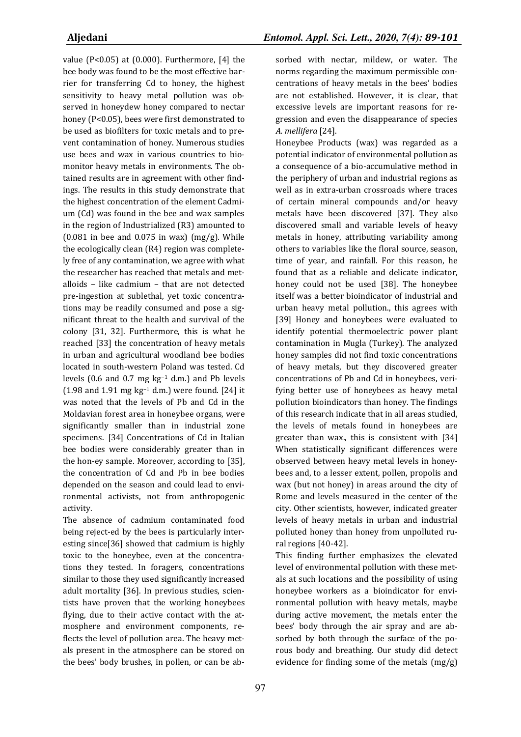value (P<0.05) at (0.000). Furthermore, [4] the bee body was found to be the most effective barrier for transferring Cd to honey, the highest sensitivity to heavy metal pollution was observed in honeydew honey compared to nectar honey (P<0.05), bees were first demonstrated to be used as biofilters for toxic metals and to prevent contamination of honey. Numerous studies use bees and wax in various countries to biomonitor heavy metals in environments. The obtained results are in agreement with other findings. The results in this study demonstrate that the highest concentration of the element Cadmium (Cd) was found in the bee and wax samples in the region of Industrialized (R3) amounted to (0.081 in bee and 0.075 in wax) (mg/g). While the ecologically clean (R4) region was completely free of any contamination, we agree with what the researcher has reached that metals and metalloids – like cadmium – that are not detected pre-ingestion at sublethal, yet toxic concentrations may be readily consumed and pose a significant threat to the health and survival of the colony [31, 32]. Furthermore, this is what he reached [33] the concentration of heavy metals in urban and agricultural woodland bee bodies located in south-western Poland was tested. Cd levels (0.6 and 0.7 mg kg$^{-1}$ d.m.) and Pb levels (1.98 and 1.91 mg kg$^{-1}$ d.m.) were found. [24] it was noted that the levels of Pb and Cd in the Moldavian forest area in honeybee organs, were significantly smaller than in industrial zone specimens. [34] Concentrations of Cd in Italian bee bodies were considerably greater than in the hon-ey sample. Moreover, according to [35], the concentration of Cd and Pb in bee bodies depended on the season and could lead to environmental activists, not from anthropogenic activity.

The absence of cadmium contaminated food being reject-ed by the bees is particularly interesting since[36] showed that cadmium is highly toxic to the honeybee, even at the concentrations they tested. In foragers, concentrations similar to those they used significantly increased adult mortality [36]. In previous studies, scientists have proven that the working honeybees flying, due to their active contact with the atmosphere and environment components, reflects the level of pollution area. The heavy metals present in the atmosphere can be stored on the bees' body brushes, in pollen, or can be absorbed with nectar, mildew, or water. The norms regarding the maximum permissible concentrations of heavy metals in the bees' bodies are not established. However, it is clear, that excessive levels are important reasons for regression and even the disappearance of species *A. mellifera* [24].

Honeybee Products (wax) was regarded as a potential indicator of environmental pollution as a consequence of a bio-accumulative method in the periphery of urban and industrial regions as well as in extra-urban crossroads where traces of certain mineral compounds and/or heavy metals have been discovered [37]. They also discovered small and variable levels of heavy metals in honey, attributing variability among others to variables like the floral source, season, time of year, and rainfall. For this reason, he found that as a reliable and delicate indicator, honey could not be used [38]. The honeybee itself was a better bioindicator of industrial and urban heavy metal pollution., this agrees with [39] Honey and honeybees were evaluated to identify potential thermoelectric power plant contamination in Mugla (Turkey). The analyzed honey samples did not find toxic concentrations of heavy metals, but they discovered greater concentrations of Pb and Cd in honeybees, verifying better use of honeybees as heavy metal pollution bioindicators than honey. The findings of this research indicate that in all areas studied, the levels of metals found in honeybees are greater than wax., this is consistent with [34] When statistically significant differences were observed between heavy metal levels in honeybees and, to a lesser extent, pollen, propolis and wax (but not honey) in areas around the city of Rome and levels measured in the center of the city. Other scientists, however, indicated greater levels of heavy metals in urban and industrial polluted honey than honey from unpolluted rural regions [40-42].

This finding further emphasizes the elevated level of environmental pollution with these metals at such locations and the possibility of using honeybee workers as a bioindicator for environmental pollution with heavy metals, maybe during active movement, the metals enter the bees' body through the air spray and are absorbed by both through the surface of the porous body and breathing. Our study did detect evidence for finding some of the metals (mg/g)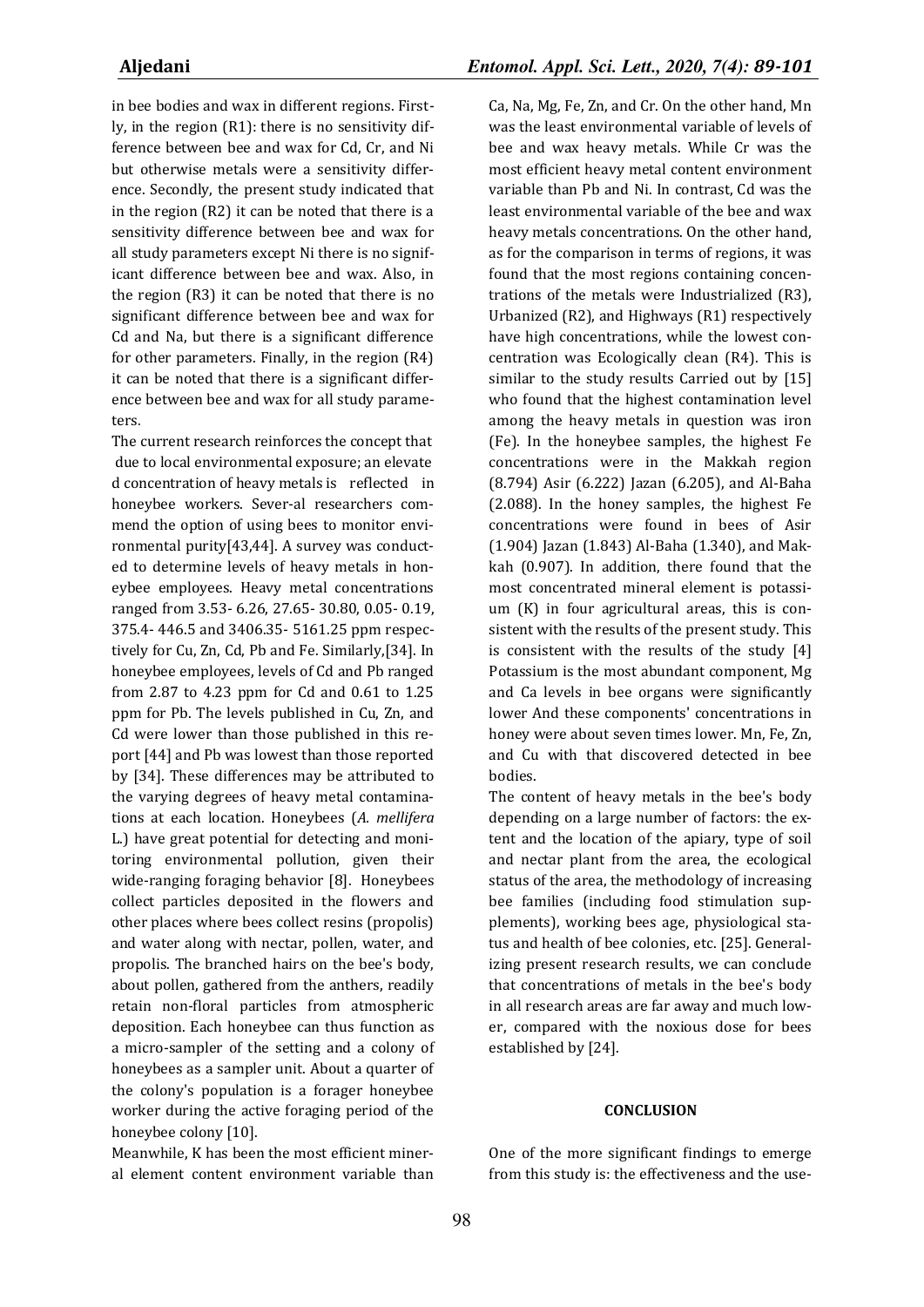in bee bodies and wax in different regions. Firstly, in the region (R1): there is no sensitivity difference between bee and wax for Cd, Cr, and Ni but otherwise metals were a sensitivity difference. Secondly, the present study indicated that in the region (R2) it can be noted that there is a sensitivity difference between bee and wax for all study parameters except Ni there is no significant difference between bee and wax. Also, in the region (R3) it can be noted that there is no significant difference between bee and wax for Cd and Na, but there is a significant difference for other parameters. Finally, in the region (R4) it can be noted that there is a significant difference between bee and wax for all study parameters.

The current research reinforces the concept that due to local environmental exposure; an elevate d concentration of heavy metals is reflected in honeybee workers. Sever-al researchers commend the option of using bees to monitor environmental purity[43,44]. A survey was conducted to determine levels of heavy metals in honeybee employees. Heavy metal concentrations ranged from 3.53- 6.26, 27.65- 30.80, 0.05- 0.19, 375.4- 446.5 and 3406.35- 5161.25 ppm respectively for Cu, Zn, Cd, Pb and Fe. Similarly,[34]. In honeybee employees, levels of Cd and Pb ranged from 2.87 to 4.23 ppm for Cd and 0.61 to 1.25 ppm for Pb. The levels published in Cu, Zn, and Cd were lower than those published in this report [44] and Pb was lowest than those reported by [34]. These differences may be attributed to the varying degrees of heavy metal contaminations at each location. Honeybees (*A. mellifera* L.) have great potential for detecting and monitoring environmental pollution, given their wide-ranging foraging behavior [8]. Honeybees collect particles deposited in the flowers and other places where bees collect resins (propolis) and water along with nectar, pollen, water, and propolis. The branched hairs on the bee's body, about pollen, gathered from the anthers, readily retain non-floral particles from atmospheric deposition. Each honeybee can thus function as a micro-sampler of the setting and a colony of honeybees as a sampler unit. About a quarter of the colony's population is a forager honeybee worker during the active foraging period of the honeybee colony [10].

Meanwhile, K has been the most efficient mineral element content environment variable than Ca, Na, Mg, Fe, Zn, and Cr. On the other hand, Mn was the least environmental variable of levels of bee and wax heavy metals. While Cr was the most efficient heavy metal content environment variable than Pb and Ni. In contrast, Cd was the least environmental variable of the bee and wax heavy metals concentrations. On the other hand, as for the comparison in terms of regions, it was found that the most regions containing concentrations of the metals were Industrialized (R3), Urbanized (R2), and Highways (R1) respectively have high concentrations, while the lowest concentration was Ecologically clean (R4). This is similar to the study results Carried out by [15] who found that the highest contamination level among the heavy metals in question was iron (Fe). In the honeybee samples, the highest Fe concentrations were in the Makkah region (8.794) Asir (6.222) Jazan (6.205), and Al-Baha (2.088). In the honey samples, the highest Fe concentrations were found in bees of Asir (1.904) Jazan (1.843) Al-Baha (1.340), and Makkah (0.907). In addition, there found that the most concentrated mineral element is potassium (K) in four agricultural areas, this is consistent with the results of the present study. This is consistent with the results of the study [4] Potassium is the most abundant component, Mg and Ca levels in bee organs were significantly lower And these components' concentrations in honey were about seven times lower. Mn, Fe, Zn, and Cu with that discovered detected in bee bodies.

The content of heavy metals in the bee's body depending on a large number of factors: the extent and the location of the apiary, type of soil and nectar plant from the area, the ecological status of the area, the methodology of increasing bee families (including food stimulation supplements), working bees age, physiological status and health of bee colonies, etc. [25]. Generalizing present research results, we can conclude that concentrations of metals in the bee's body in all research areas are far away and much lower, compared with the noxious dose for bees established by [24].

## CONCLUSION

One of the more significant findings to emerge from this study is: the effectiveness and the use-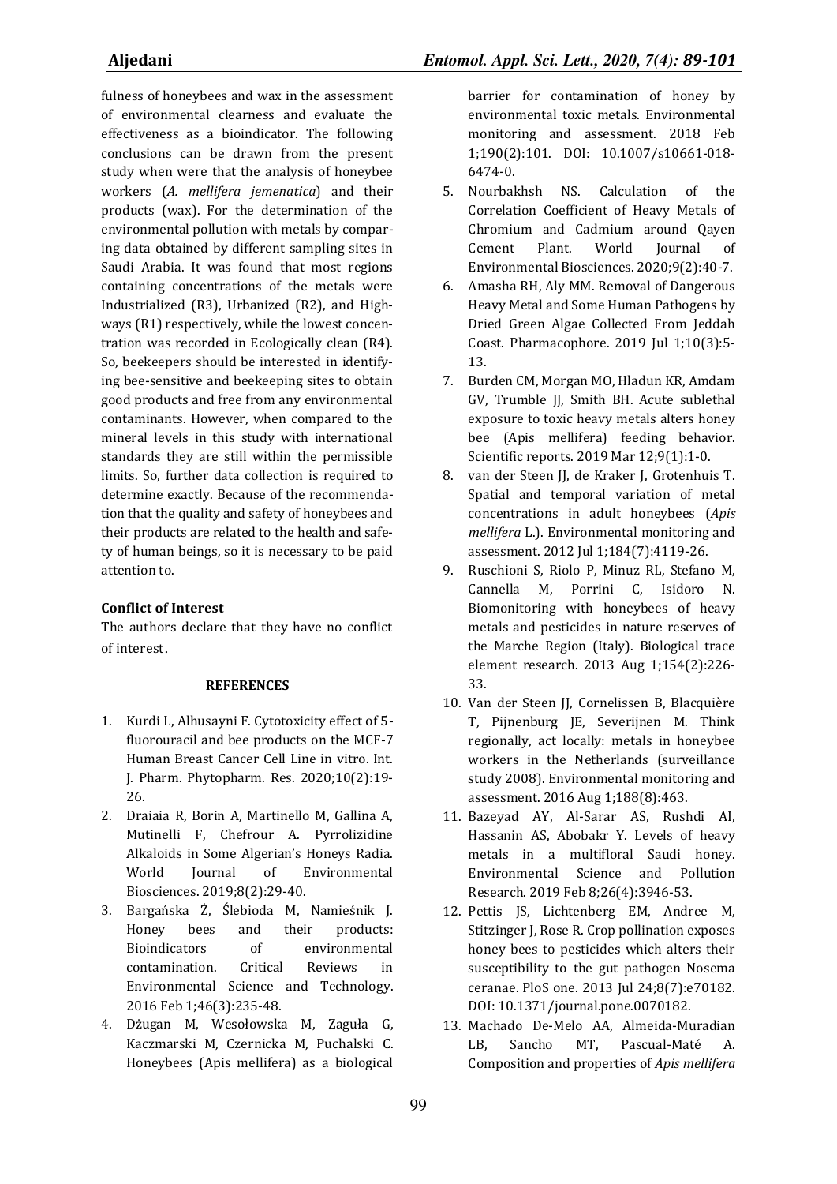fulness of honeybees and wax in the assessment of environmental clearness and evaluate the effectiveness as a bioindicator. The following conclusions can be drawn from the present study when were that the analysis of honeybee workers (*A. mellifera jemenatica*) and their products (wax). For the determination of the environmental pollution with metals by comparing data obtained by different sampling sites in Saudi Arabia. It was found that most regions containing concentrations of the metals were Industrialized (R3), Urbanized (R2), and Highways (R1) respectively, while the lowest concentration was recorded in Ecologically clean (R4). So, beekeepers should be interested in identifying bee-sensitive and beekeeping sites to obtain good products and free from any environmental contaminants. However, when compared to the mineral levels in this study with international standards they are still within the permissible limits. So, further data collection is required to determine exactly. Because of the recommendation that the quality and safety of honeybees and their products are related to the health and safety of human beings, so it is necessary to be paid attention to.

**Conflict of Interest**

The authors declare that they have no conflict of interest.

**REFERENCES**

1. Kurdi L, Alhusayni F. Cytotoxicity effect of 5-fluorouracil and bee products on the MCF-7 Human Breast Cancer Cell Line in vitro. Int. J. Pharm. Phytopharm. Res. 2020;10(2):19-26.
2. Draiaia R, Borin A, Martinello M, Gallina A, Mutinelli F, Chefrour A. Pyrrolizidine Alkaloids in Some Algerian's Honeys Radia. World Journal of Environmental Biosciences. 2019;8(2):29-40.
3. Bargańska Ż, Ślebioda M, Namieśnik J. Honey bees and their products: Bioindicators of environmental contamination. Critical Reviews in Environmental Science and Technology. 2016 Feb 1;46(3):235-48.
4. Dżugan M, Wesołowska M, Zaguła G, Kaczmarski M, Czernicka M, Puchalski C. Honeybees (Apis mellifera) as a biological barrier for contamination of honey by environmental toxic metals. Environmental monitoring and assessment. 2018 Feb 1;190(2):101. DOI: 10.1007/s10661-018-6474-0.
5. Nourbakhsh NS. Calculation of the Correlation Coefficient of Heavy Metals of Chromium and Cadmium around Qayen Cement Plant. World Journal of Environmental Biosciences. 2020;9(2):40-7.
6. Amasha RH, Aly MM. Removal of Dangerous Heavy Metal and Some Human Pathogens by Dried Green Algae Collected From Jeddah Coast. Pharmacophore. 2019 Jul 1;10(3):5-13.
7. Burden CM, Morgan MO, Hladun KR, Amdam GV, Trumble JJ, Smith BH. Acute sublethal exposure to toxic heavy metals alters honey bee (Apis mellifera) feeding behavior. Scientific reports. 2019 Mar 12;9(1):1-0.
8. van der Steen JJ, de Kraker J, Grotenhuis T. Spatial and temporal variation of metal concentrations in adult honeybees (*Apis mellifera* L.). Environmental monitoring and assessment. 2012 Jul 1;184(7):4119-26.
9. Ruschioni S, Riolo P, Minuz RL, Stefano M, Cannella M, Porrini C, Isidoro N. Biomonitoring with honeybees of heavy metals and pesticides in nature reserves of the Marche Region (Italy). Biological trace element research. 2013 Aug 1;154(2):226-33.
10. Van der Steen JJ, Cornelissen B, Blacquière T, Pijnenburg JE, Severijnen M. Think regionally, act locally: metals in honeybee workers in the Netherlands (surveillance study 2008). Environmental monitoring and assessment. 2016 Aug 1;188(8):463.
11. Bazeyad AY, Al-Sarar AS, Rushdi AI, Hassanin AS, Abobakr Y. Levels of heavy metals in a multifloral Saudi honey. Environmental Science and Pollution Research. 2019 Feb 8;26(4):3946-53.
12. Pettis JS, Lichtenberg EM, Andree M, Stitzinger J, Rose R. Crop pollination exposes honey bees to pesticides which alters their susceptibility to the gut pathogen Nosema ceranae. PloS one. 2013 Jul 24;8(7):e70182. DOI: 10.1371/journal.pone.0070182.
13. Machado De-Melo AA, Almeida-Muradian LB, Sancho MT, Pascual-Maté A. Composition and properties of *Apis mellifera*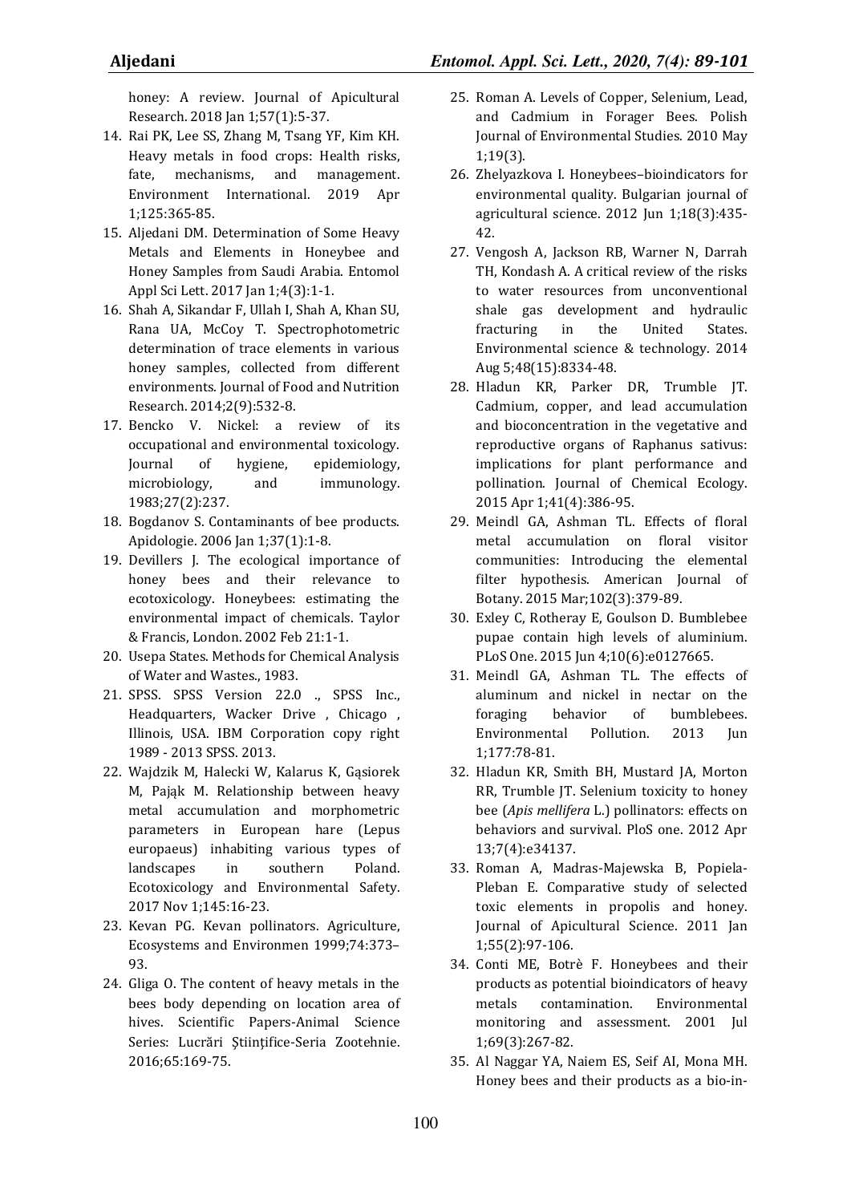honey: A review. Journal of Apicultural Research. 2018 Jan 1;57(1):5-37.

14. Rai PK, Lee SS, Zhang M, Tsang YF, Kim KH. Heavy metals in food crops: Health risks, fate, mechanisms, and management. Environment International. 2019 Apr 1;125:365-85.
15. Aljedani DM. Determination of Some Heavy Metals and Elements in Honeybee and Honey Samples from Saudi Arabia. Entomol Appl Sci Lett. 2017 Jan 1;4(3):1-1.
16. Shah A, Sikandar F, Ullah I, Shah A, Khan SU, Rana UA, McCoy T. Spectrophotometric determination of trace elements in various honey samples, collected from different environments. Journal of Food and Nutrition Research. 2014;2(9):532-8.
17. Bencko V. Nickel: a review of its occupational and environmental toxicology. Journal of hygiene, epidemiology, microbiology, and immunology. 1983;27(2):237.
18. Bogdanov S. Contaminants of bee products. Apidologie. 2006 Jan 1;37(1):1-8.
19. Devillers J. The ecological importance of honey bees and their relevance to ecotoxicology. Honeybees: estimating the environmental impact of chemicals. Taylor & Francis, London. 2002 Feb 21:1-1.
20. Usepa States. Methods for Chemical Analysis of Water and Wastes., 1983.
21. SPSS. SPSS Version 22.0 ., SPSS Inc., Headquarters, Wacker Drive , Chicago , Illinois, USA. IBM Corporation copy right 1989 - 2013 SPSS. 2013.
22. Wajdzik M, Halecki W, Kalarus K, Gąsiorek M, Pająk M. Relationship between heavy metal accumulation and morphometric parameters in European hare (Lepus europaeus) inhabiting various types of landscapes in southern Poland. Ecotoxicology and Environmental Safety. 2017 Nov 1;145:16-23.
23. Kevan PG. Kevan pollinators. Agriculture, Ecosystems and Environmen 1999;74:373–93.
24. Gliga O. The content of heavy metals in the bees body depending on location area of hives. Scientific Papers-Animal Science Series: Lucrări Ştiinţifice-Seria Zootehnie. 2016;65:169-75.
25. Roman A. Levels of Copper, Selenium, Lead, and Cadmium in Forager Bees. Polish Journal of Environmental Studies. 2010 May 1;19(3).
26. Zhelyazkova I. Honeybees–bioindicators for environmental quality. Bulgarian journal of agricultural science. 2012 Jun 1;18(3):435-42.
27. Vengosh A, Jackson RB, Warner N, Darrah TH, Kondash A. A critical review of the risks to water resources from unconventional shale gas development and hydraulic fracturing in the United States. Environmental science & technology. 2014 Aug 5;48(15):8334-48.
28. Hladun KR, Parker DR, Trumble JT. Cadmium, copper, and lead accumulation and bioconcentration in the vegetative and reproductive organs of Raphanus sativus: implications for plant performance and pollination. Journal of Chemical Ecology. 2015 Apr 1;41(4):386-95.
29. Meindl GA, Ashman TL. Effects of floral metal accumulation on floral visitor communities: Introducing the elemental filter hypothesis. American Journal of Botany. 2015 Mar;102(3):379-89.
30. Exley C, Rotheray E, Goulson D. Bumblebee pupae contain high levels of aluminium. PLoS One. 2015 Jun 4;10(6):e0127665.
31. Meindl GA, Ashman TL. The effects of aluminum and nickel in nectar on the foraging behavior of bumblebees. Environmental Pollution. 2013 Jun 1;177:78-81.
32. Hladun KR, Smith BH, Mustard JA, Morton RR, Trumble JT. Selenium toxicity to honey bee (*Apis mellifera* L.) pollinators: effects on behaviors and survival. PloS one. 2012 Apr 13;7(4):e34137.
33. Roman A, Madras-Majewska B, Popiela-Pleban E. Comparative study of selected toxic elements in propolis and honey. Journal of Apicultural Science. 2011 Jan 1;55(2):97-106.
34. Conti ME, Botrè F. Honeybees and their products as potential bioindicators of heavy metals contamination. Environmental monitoring and assessment. 2001 Jul 1;69(3):267-82.
35. Al Naggar YA, Naiem ES, Seif AI, Mona MH. Honey bees and their products as a bio-in-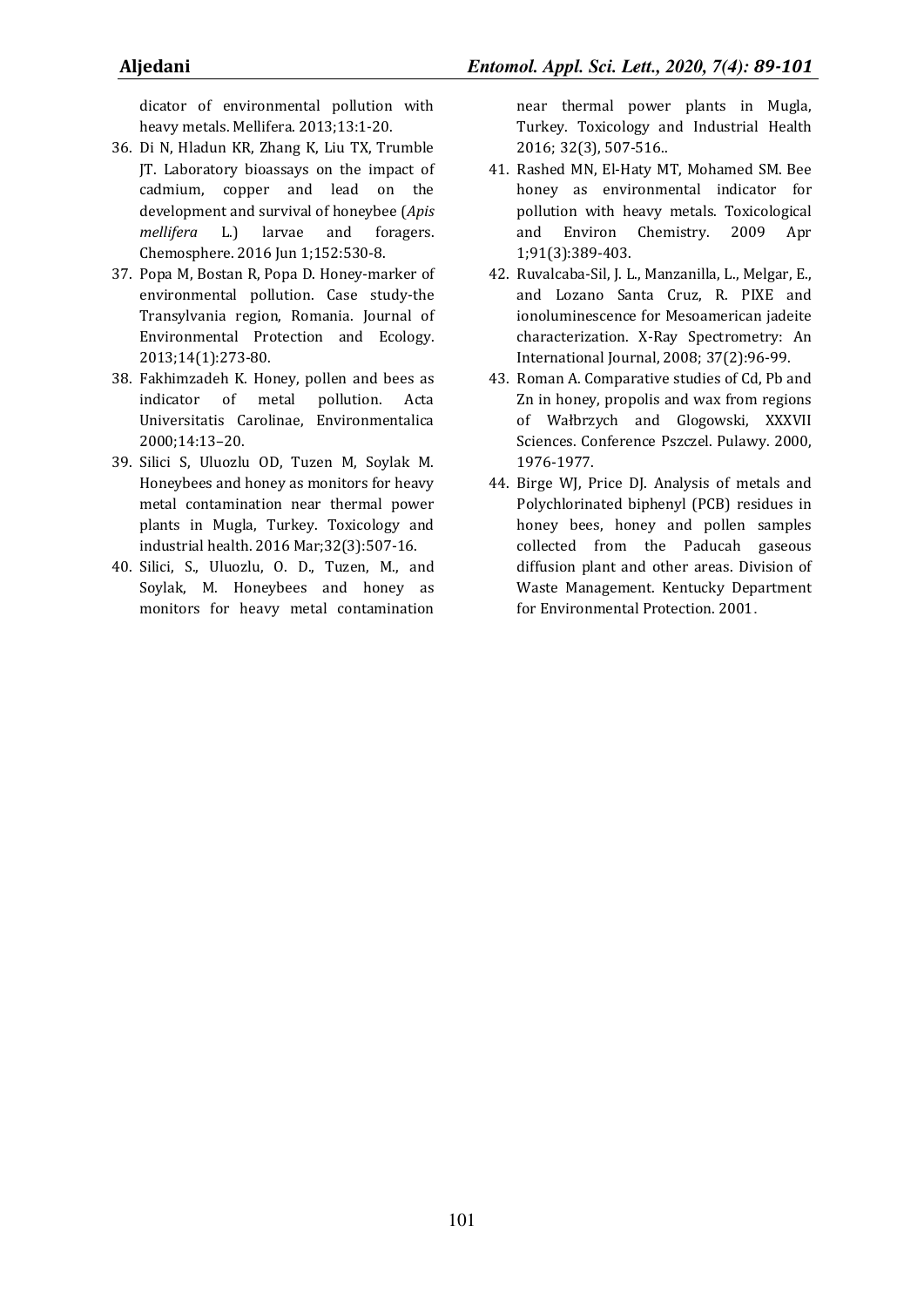dicator of environmental pollution with heavy metals. Mellifera. 2013;13:1-20.

36. Di N, Hladun KR, Zhang K, Liu TX, Trumble JT. Laboratory bioassays on the impact of cadmium, copper and lead on the development and survival of honeybee (*Apis mellifera* L.) larvae and foragers. Chemosphere. 2016 Jun 1;152:530-8.
37. Popa M, Bostan R, Popa D. Honey-marker of environmental pollution. Case study-the Transylvania region, Romania. Journal of Environmental Protection and Ecology. 2013;14(1):273-80.
38. Fakhimzadeh K. Honey, pollen and bees as indicator of metal pollution. Acta Universitatis Carolinae, Environmentalica 2000;14:13–20.
39. Silici S, Uluozlu OD, Tuzen M, Soylak M. Honeybees and honey as monitors for heavy metal contamination near thermal power plants in Mugla, Turkey. Toxicology and industrial health. 2016 Mar;32(3):507-16.
40. Silici, S., Uluozlu, O. D., Tuzen, M., and Soylak, M. Honeybees and honey as monitors for heavy metal contamination near thermal power plants in Mugla, Turkey. Toxicology and Industrial Health 2016; 32(3), 507-516..
41. Rashed MN, El-Haty MT, Mohamed SM. Bee honey as environmental indicator for pollution with heavy metals. Toxicological and Environ Chemistry. 2009 Apr 1;91(3):389-403.
42. Ruvalcaba-Sil, J. L., Manzanilla, L., Melgar, E., and Lozano Santa Cruz, R. PIXE and ionoluminescence for Mesoamerican jadeite characterization. X-Ray Spectrometry: An International Journal, 2008; 37(2):96-99.
43. Roman A. Comparative studies of Cd, Pb and Zn in honey, propolis and wax from regions of Wałbrzych and Glogowski, XXXVII Sciences. Conference Pszczel. Pulawy. 2000, 1976-1977.
44. Birge WJ, Price DJ. Analysis of metals and Polychlorinated biphenyl (PCB) residues in honey bees, honey and pollen samples collected from the Paducah gaseous diffusion plant and other areas. Division of Waste Management. Kentucky Department for Environmental Protection. 2001.